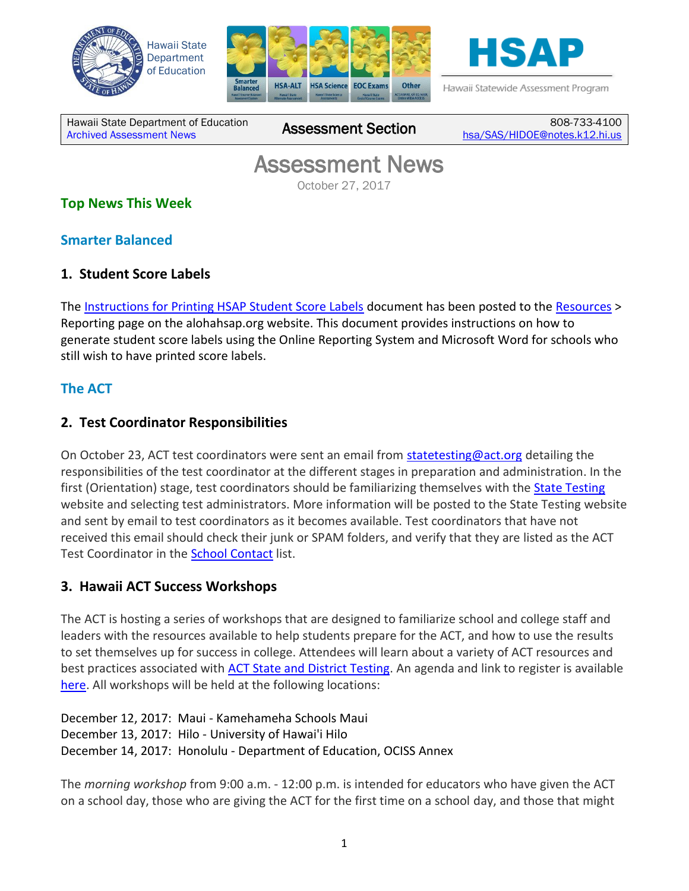Hawaii State Department of Education

Hawaii Statewide Assessment Program

| Hawaii State Department of Education<br>Archived Assessment News | Assessment Section | 808-733-4100<br>hsa/SAS/HIDOE@notes.k12.hi.us |
|---|---|---|

# Assessment News

October 27, 2017

## Top News This Week

## Smarter Balanced

### 1. Student Score Labels

The Instructions for Printing HSAP Student Score Labels document has been posted to the Resources > Reporting page on the alohahsap.org website. This document provides instructions on how to generate student score labels using the Online Reporting System and Microsoft Word for schools who still wish to have printed score labels.

## The ACT

### 2. Test Coordinator Responsibilities

On October 23, ACT test coordinators were sent an email from statetesting@act.org detailing the responsibilities of the test coordinator at the different stages in preparation and administration. In the first (Orientation) stage, test coordinators should be familiarizing themselves with the State Testing website and selecting test administrators. More information will be posted to the State Testing website and sent by email to test coordinators as it becomes available. Test coordinators that have not received this email should check their junk or SPAM folders, and verify that they are listed as the ACT Test Coordinator in the School Contact list.

### 3. Hawaii ACT Success Workshops

The ACT is hosting a series of workshops that are designed to familiarize school and college staff and leaders with the resources available to help students prepare for the ACT, and how to use the results to set themselves up for success in college. Attendees will learn about a variety of ACT resources and best practices associated with ACT State and District Testing. An agenda and link to register is available here. All workshops will be held at the following locations:

December 12, 2017: Maui - Kamehameha Schools Maui
December 13, 2017: Hilo - University of Hawai'i Hilo
December 14, 2017: Honolulu - Department of Education, OCISS Annex

The *morning workshop* from 9:00 a.m. - 12:00 p.m. is intended for educators who have given the ACT on a school day, those who are giving the ACT for the first time on a school day, and those that might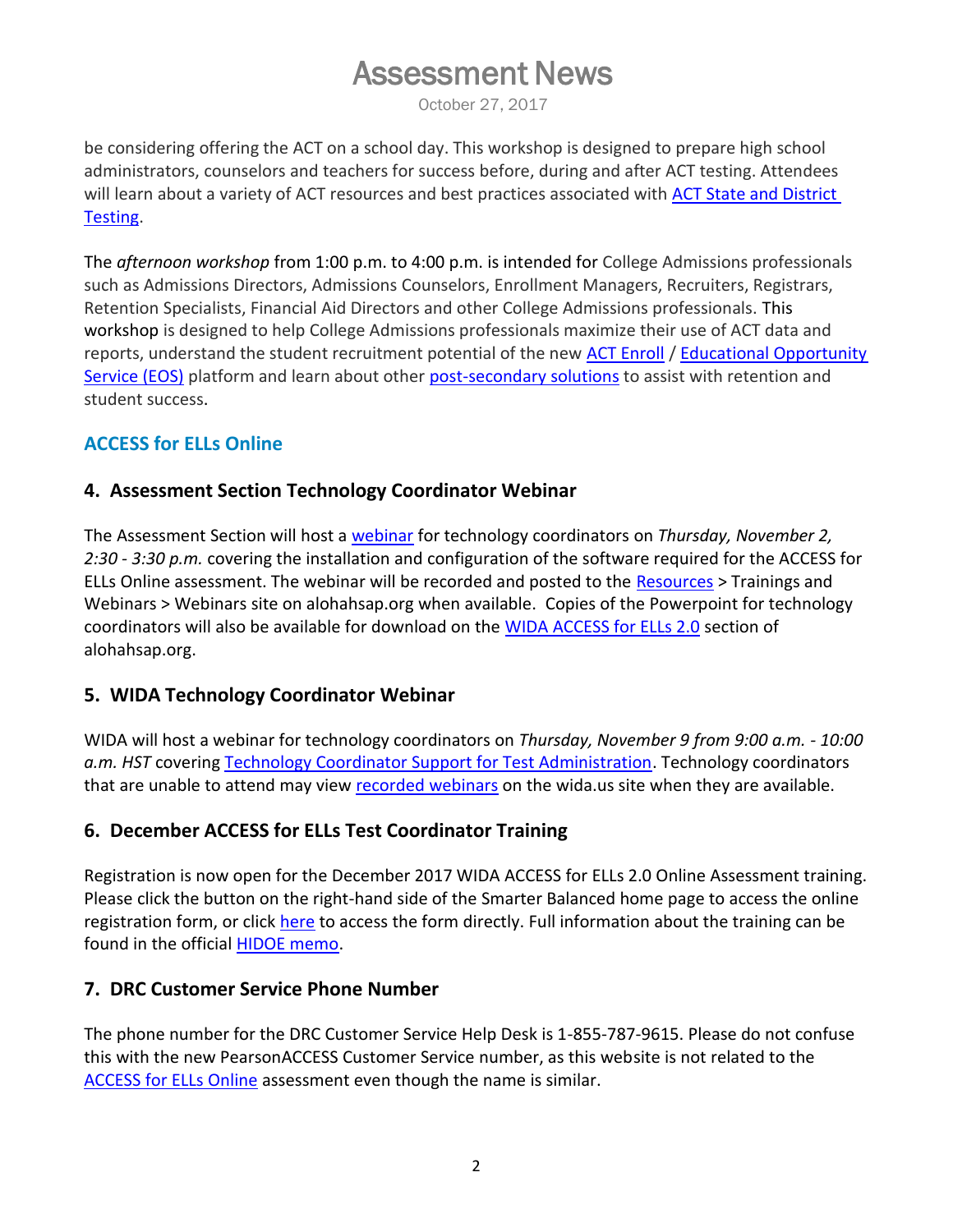be considering offering the ACT on a school day. This workshop is designed to prepare high school administrators, counselors and teachers for success before, during and after ACT testing. Attendees will learn about a variety of ACT resources and best practices associated with ACT State and District Testing.

The *afternoon workshop* from 1:00 p.m. to 4:00 p.m. is intended for College Admissions professionals such as Admissions Directors, Admissions Counselors, Enrollment Managers, Recruiters, Registrars, Retention Specialists, Financial Aid Directors and other College Admissions professionals. This workshop is designed to help College Admissions professionals maximize their use of ACT data and reports, understand the student recruitment potential of the new ACT Enroll / Educational Opportunity Service (EOS) platform and learn about other post-secondary solutions to assist with retention and student success.

## ACCESS for ELLs Online

### 4. Assessment Section Technology Coordinator Webinar

The Assessment Section will host a webinar for technology coordinators on *Thursday, November 2, 2:30 - 3:30 p.m.* covering the installation and configuration of the software required for the ACCESS for ELLs Online assessment. The webinar will be recorded and posted to the Resources > Trainings and Webinars > Webinars site on alohahsap.org when available. Copies of the Powerpoint for technology coordinators will also be available for download on the WIDA ACCESS for ELLs 2.0 section of alohahsap.org.

### 5. WIDA Technology Coordinator Webinar

WIDA will host a webinar for technology coordinators on *Thursday, November 9 from 9:00 a.m. - 10:00 a.m. HST* covering Technology Coordinator Support for Test Administration. Technology coordinators that are unable to attend may view recorded webinars on the wida.us site when they are available.

### 6. December ACCESS for ELLs Test Coordinator Training

Registration is now open for the December 2017 WIDA ACCESS for ELLs 2.0 Online Assessment training. Please click the button on the right-hand side of the Smarter Balanced home page to access the online registration form, or click here to access the form directly. Full information about the training can be found in the official HIDOE memo.

### 7. DRC Customer Service Phone Number

The phone number for the DRC Customer Service Help Desk is 1-855-787-9615. Please do not confuse this with the new PearsonACCESS Customer Service number, as this website is not related to the ACCESS for ELLs Online assessment even though the name is similar.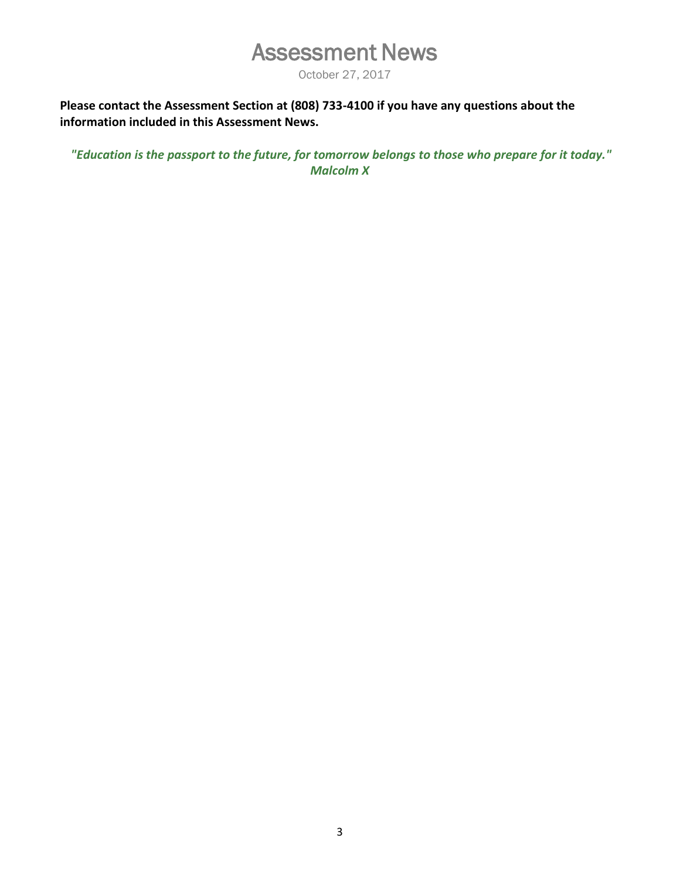**Please contact the Assessment Section at (808) 733-4100 if you have any questions about the information included in this Assessment News.**

***"Education is the passport to the future, for tomorrow belongs to those who prepare for it today." Malcolm X***